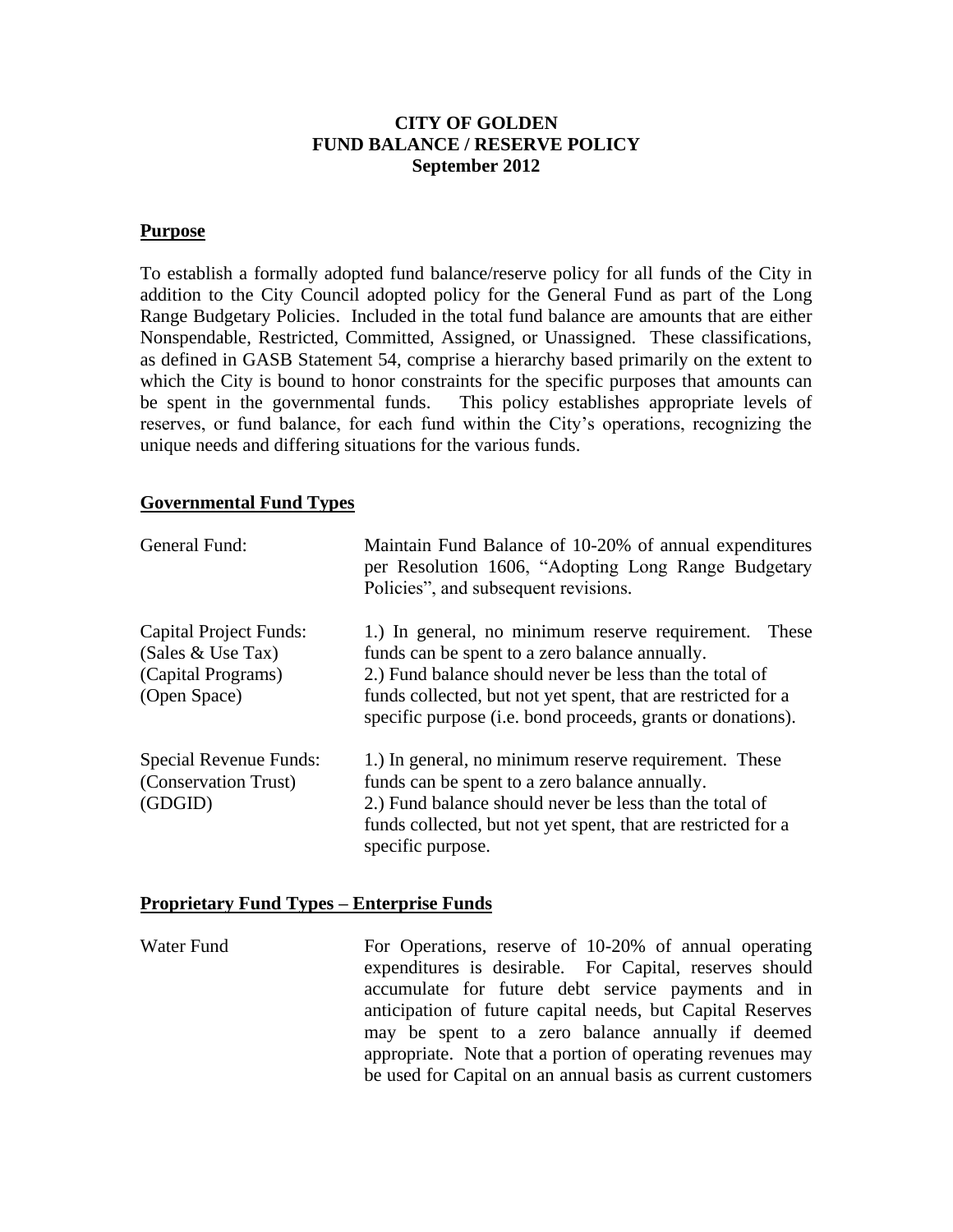# CITY OF GOLDEN
# FUND BALANCE / RESERVE POLICY
**September 2012**

## Purpose

To establish a formally adopted fund balance/reserve policy for all funds of the City in addition to the City Council adopted policy for the General Fund as part of the Long Range Budgetary Policies. Included in the total fund balance are amounts that are either Nonspendable, Restricted, Committed, Assigned, or Unassigned. These classifications, as defined in GASB Statement 54, comprise a hierarchy based primarily on the extent to which the City is bound to honor constraints for the specific purposes that amounts can be spent in the governmental funds. This policy establishes appropriate levels of reserves, or fund balance, for each fund within the City's operations, recognizing the unique needs and differing situations for the various funds.

## Governmental Fund Types

| | |
|---|---|
| General Fund: | Maintain Fund Balance of 10-20% of annual expenditures per Resolution 1606, "Adopting Long Range Budgetary Policies", and subsequent revisions. |
| Capital Project Funds:<br>(Sales & Use Tax)<br>(Capital Programs)<br>(Open Space) | 1.) In general, no minimum reserve requirement. These funds can be spent to a zero balance annually.<br>2.) Fund balance should never be less than the total of funds collected, but not yet spent, that are restricted for a specific purpose (i.e. bond proceeds, grants or donations). |
| Special Revenue Funds:<br>(Conservation Trust)<br>(GDGID) | 1.) In general, no minimum reserve requirement. These funds can be spent to a zero balance annually.<br>2.) Fund balance should never be less than the total of funds collected, but not yet spent, that are restricted for a specific purpose. |

## Proprietary Fund Types – Enterprise Funds

| | |
|---|---|
| Water Fund | For Operations, reserve of 10-20% of annual operating expenditures is desirable. For Capital, reserves should accumulate for future debt service payments and in anticipation of future capital needs, but Capital Reserves may be spent to a zero balance annually if deemed appropriate. Note that a portion of operating revenues may be used for Capital on an annual basis as current customers |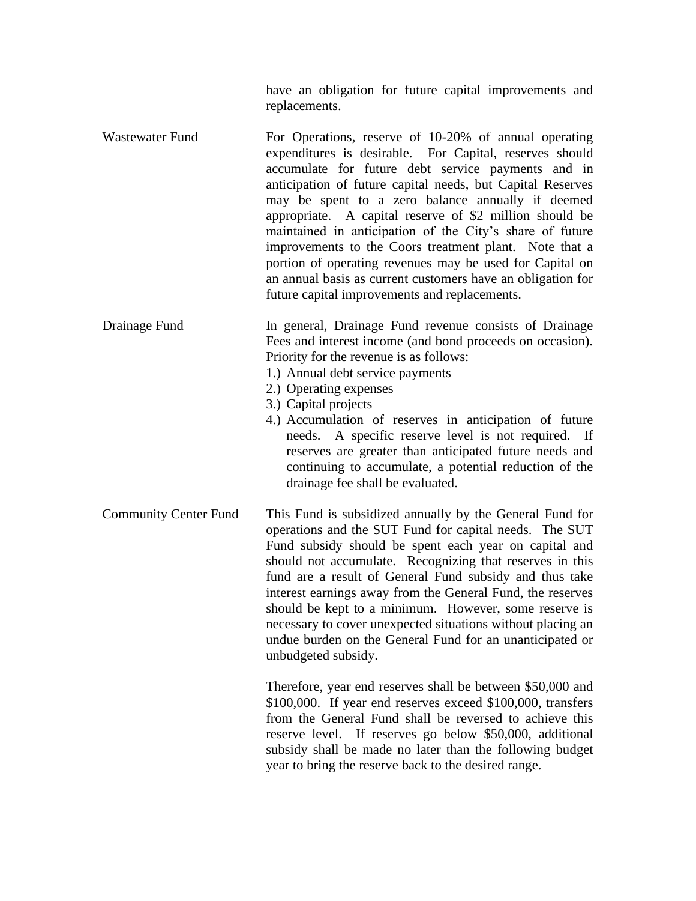have an obligation for future capital improvements and replacements.

**Wastewater Fund**

For Operations, reserve of 10-20% of annual operating expenditures is desirable. For Capital, reserves should accumulate for future debt service payments and in anticipation of future capital needs, but Capital Reserves may be spent to a zero balance annually if deemed appropriate. A capital reserve of $2 million should be maintained in anticipation of the City's share of future improvements to the Coors treatment plant. Note that a portion of operating revenues may be used for Capital on an annual basis as current customers have an obligation for future capital improvements and replacements.

**Drainage Fund**

In general, Drainage Fund revenue consists of Drainage Fees and interest income (and bond proceeds on occasion). Priority for the revenue is as follows:

1.) Annual debt service payments
2.) Operating expenses
3.) Capital projects
4.) Accumulation of reserves in anticipation of future needs. A specific reserve level is not required. If reserves are greater than anticipated future needs and continuing to accumulate, a potential reduction of the drainage fee shall be evaluated.

**Community Center Fund**

This Fund is subsidized annually by the General Fund for operations and the SUT Fund for capital needs. The SUT Fund subsidy should be spent each year on capital and should not accumulate. Recognizing that reserves in this fund are a result of General Fund subsidy and thus take interest earnings away from the General Fund, the reserves should be kept to a minimum. However, some reserve is necessary to cover unexpected situations without placing an undue burden on the General Fund for an unanticipated or unbudgeted subsidy.

Therefore, year end reserves shall be between $50,000 and $100,000. If year end reserves exceed $100,000, transfers from the General Fund shall be reversed to achieve this reserve level. If reserves go below $50,000, additional subsidy shall be made no later than the following budget year to bring the reserve back to the desired range.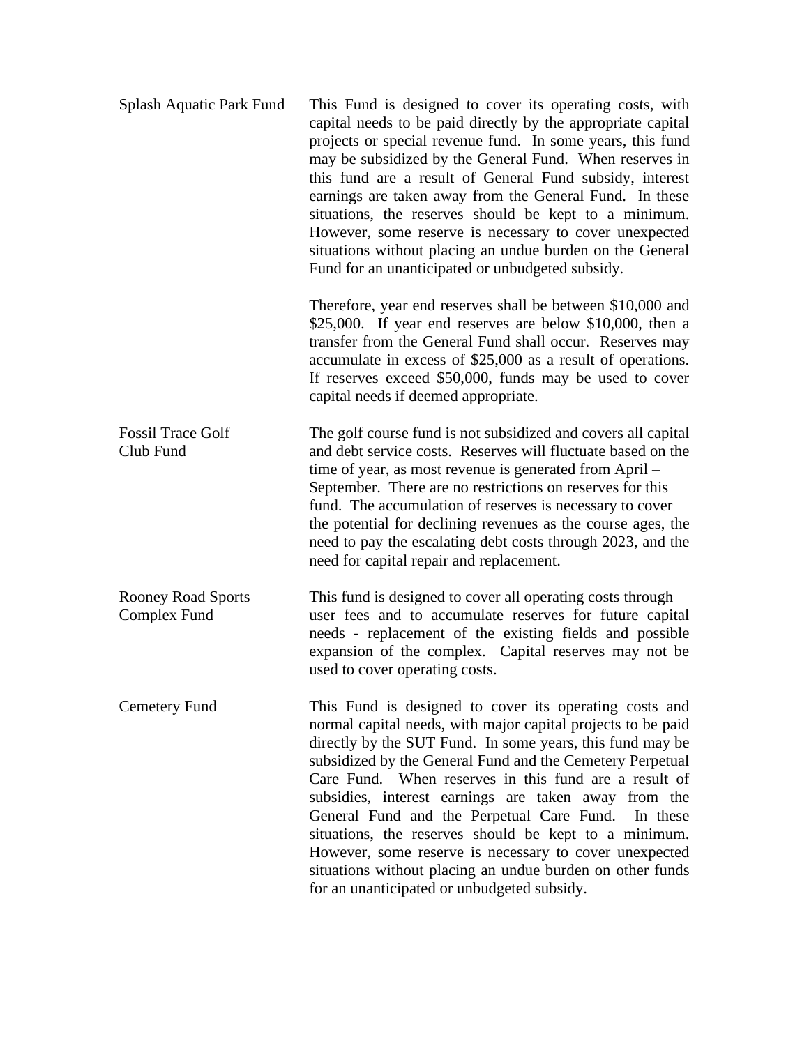**Splash Aquatic Park Fund**

This Fund is designed to cover its operating costs, with capital needs to be paid directly by the appropriate capital projects or special revenue fund. In some years, this fund may be subsidized by the General Fund. When reserves in this fund are a result of General Fund subsidy, interest earnings are taken away from the General Fund. In these situations, the reserves should be kept to a minimum. However, some reserve is necessary to cover unexpected situations without placing an undue burden on the General Fund for an unanticipated or unbudgeted subsidy.

Therefore, year end reserves shall be between $10,000 and $25,000. If year end reserves are below $10,000, then a transfer from the General Fund shall occur. Reserves may accumulate in excess of $25,000 as a result of operations. If reserves exceed $50,000, funds may be used to cover capital needs if deemed appropriate.

**Fossil Trace Golf Club Fund**

The golf course fund is not subsidized and covers all capital and debt service costs. Reserves will fluctuate based on the time of year, as most revenue is generated from April – September. There are no restrictions on reserves for this fund. The accumulation of reserves is necessary to cover the potential for declining revenues as the course ages, the need to pay the escalating debt costs through 2023, and the need for capital repair and replacement.

**Rooney Road Sports Complex Fund**

This fund is designed to cover all operating costs through user fees and to accumulate reserves for future capital needs - replacement of the existing fields and possible expansion of the complex. Capital reserves may not be used to cover operating costs.

**Cemetery Fund**

This Fund is designed to cover its operating costs and normal capital needs, with major capital projects to be paid directly by the SUT Fund. In some years, this fund may be subsidized by the General Fund and the Cemetery Perpetual Care Fund. When reserves in this fund are a result of subsidies, interest earnings are taken away from the General Fund and the Perpetual Care Fund. In these situations, the reserves should be kept to a minimum. However, some reserve is necessary to cover unexpected situations without placing an undue burden on other funds for an unanticipated or unbudgeted subsidy.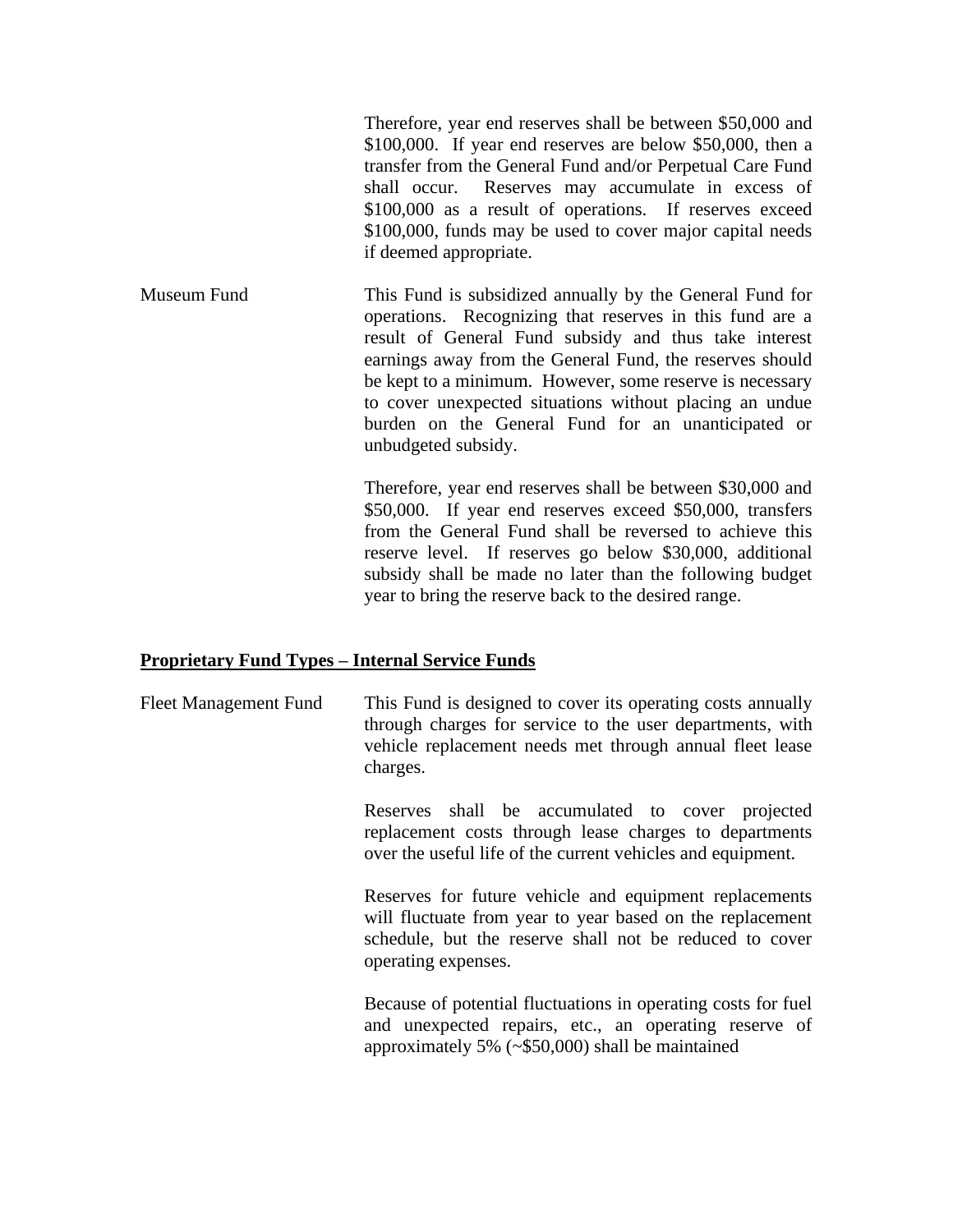Therefore, year end reserves shall be between $50,000 and $100,000. If year end reserves are below $50,000, then a transfer from the General Fund and/or Perpetual Care Fund shall occur. Reserves may accumulate in excess of $100,000 as a result of operations. If reserves exceed $100,000, funds may be used to cover major capital needs if deemed appropriate.

Museum Fund

This Fund is subsidized annually by the General Fund for operations. Recognizing that reserves in this fund are a result of General Fund subsidy and thus take interest earnings away from the General Fund, the reserves should be kept to a minimum. However, some reserve is necessary to cover unexpected situations without placing an undue burden on the General Fund for an unanticipated or unbudgeted subsidy.

Therefore, year end reserves shall be between $30,000 and $50,000. If year end reserves exceed $50,000, transfers from the General Fund shall be reversed to achieve this reserve level. If reserves go below $30,000, additional subsidy shall be made no later than the following budget year to bring the reserve back to the desired range.

**Proprietary Fund Types – Internal Service Funds**

Fleet Management Fund

This Fund is designed to cover its operating costs annually through charges for service to the user departments, with vehicle replacement needs met through annual fleet lease charges.

Reserves shall be accumulated to cover projected replacement costs through lease charges to departments over the useful life of the current vehicles and equipment.

Reserves for future vehicle and equipment replacements will fluctuate from year to year based on the replacement schedule, but the reserve shall not be reduced to cover operating expenses.

Because of potential fluctuations in operating costs for fuel and unexpected repairs, etc., an operating reserve of approximately 5% (~$50,000) shall be maintained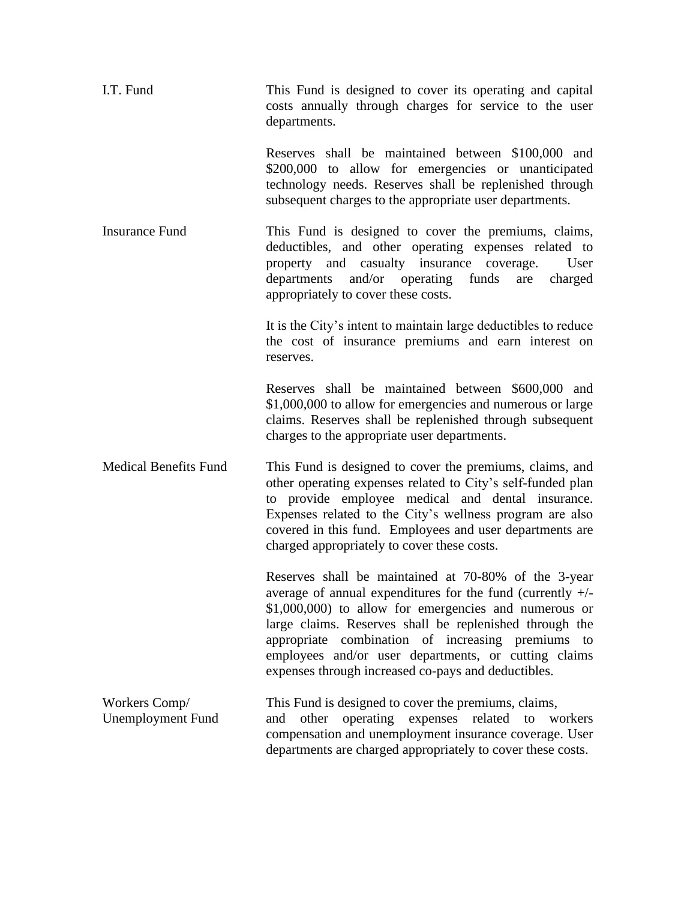**I.T. Fund**

This Fund is designed to cover its operating and capital costs annually through charges for service to the user departments.

Reserves shall be maintained between $100,000 and $200,000 to allow for emergencies or unanticipated technology needs. Reserves shall be replenished through subsequent charges to the appropriate user departments.

**Insurance Fund**

This Fund is designed to cover the premiums, claims, deductibles, and other operating expenses related to property and casualty insurance coverage. User departments and/or operating funds are charged appropriately to cover these costs.

It is the City's intent to maintain large deductibles to reduce the cost of insurance premiums and earn interest on reserves.

Reserves shall be maintained between $600,000 and $1,000,000 to allow for emergencies and numerous or large claims. Reserves shall be replenished through subsequent charges to the appropriate user departments.

**Medical Benefits Fund**

This Fund is designed to cover the premiums, claims, and other operating expenses related to City's self-funded plan to provide employee medical and dental insurance. Expenses related to the City's wellness program are also covered in this fund. Employees and user departments are charged appropriately to cover these costs.

Reserves shall be maintained at 70-80% of the 3-year average of annual expenditures for the fund (currently +/- $1,000,000) to allow for emergencies and numerous or large claims. Reserves shall be replenished through the appropriate combination of increasing premiums to employees and/or user departments, or cutting claims expenses through increased co-pays and deductibles.

**Workers Comp/ Unemployment Fund**

This Fund is designed to cover the premiums, claims, and other operating expenses related to workers compensation and unemployment insurance coverage. User departments are charged appropriately to cover these costs.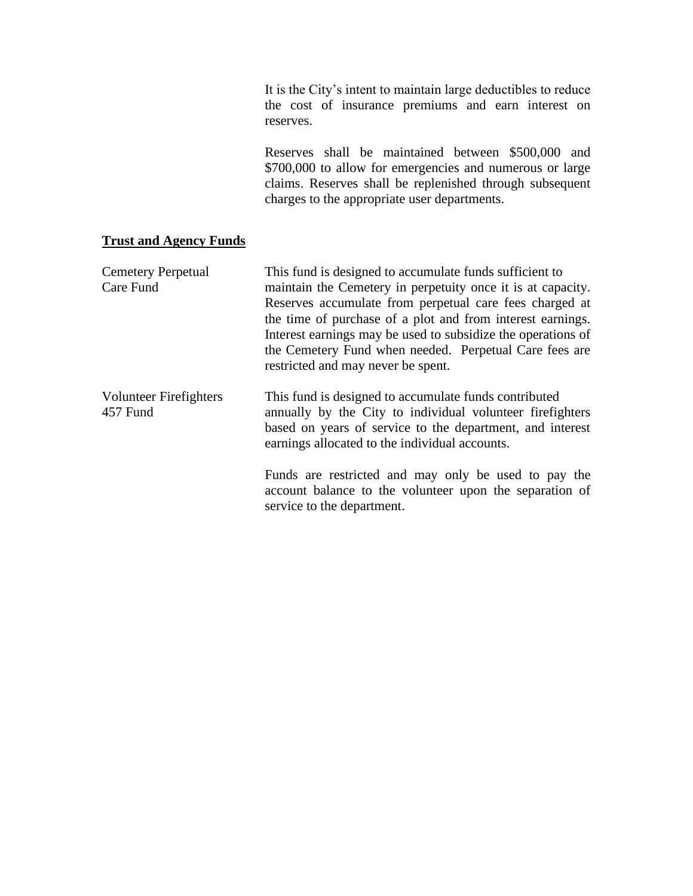It is the City's intent to maintain large deductibles to reduce the cost of insurance premiums and earn interest on reserves.

Reserves shall be maintained between $500,000 and $700,000 to allow for emergencies and numerous or large claims. Reserves shall be replenished through subsequent charges to the appropriate user departments.

## Trust and Agency Funds

**Cemetery Perpetual Care Fund**

This fund is designed to accumulate funds sufficient to maintain the Cemetery in perpetuity once it is at capacity. Reserves accumulate from perpetual care fees charged at the time of purchase of a plot and from interest earnings. Interest earnings may be used to subsidize the operations of the Cemetery Fund when needed. Perpetual Care fees are restricted and may never be spent.

**Volunteer Firefighters 457 Fund**

This fund is designed to accumulate funds contributed annually by the City to individual volunteer firefighters based on years of service to the department, and interest earnings allocated to the individual accounts.

Funds are restricted and may only be used to pay the account balance to the volunteer upon the separation of service to the department.